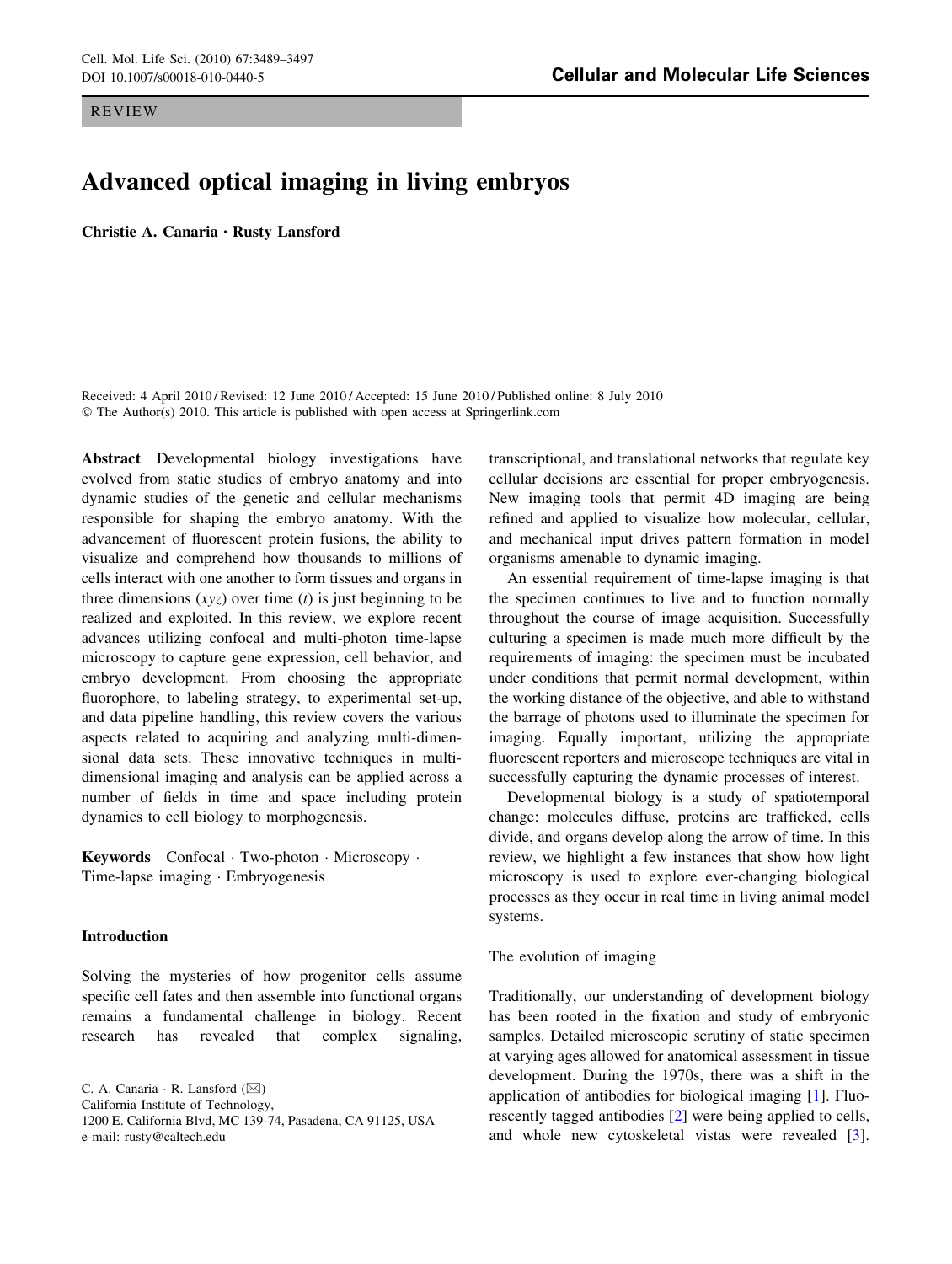REVIEW

# Advanced optical imaging in living embryos

**Christie A. Canaria · Rusty Lansford**

Received: 4 April 2010 / Revised: 12 June 2010 / Accepted: 15 June 2010 / Published online: 8 July 2010
© The Author(s) 2010. This article is published with open access at Springerlink.com

**Abstract** Developmental biology investigations have evolved from static studies of embryo anatomy and into dynamic studies of the genetic and cellular mechanisms responsible for shaping the embryo anatomy. With the advancement of fluorescent protein fusions, the ability to visualize and comprehend how thousands to millions of cells interact with one another to form tissues and organs in three dimensions (*xyz*) over time (*t*) is just beginning to be realized and exploited. In this review, we explore recent advances utilizing confocal and multi-photon time-lapse microscopy to capture gene expression, cell behavior, and embryo development. From choosing the appropriate fluorophore, to labeling strategy, to experimental set-up, and data pipeline handling, this review covers the various aspects related to acquiring and analyzing multi-dimensional data sets. These innovative techniques in multi-dimensional imaging and analysis can be applied across a number of fields in time and space including protein dynamics to cell biology to morphogenesis.

**Keywords** Confocal · Two-photon · Microscopy · Time-lapse imaging · Embryogenesis

## Introduction

Solving the mysteries of how progenitor cells assume specific cell fates and then assemble into functional organs remains a fundamental challenge in biology. Recent research has revealed that complex signaling, transcriptional, and translational networks that regulate key cellular decisions are essential for proper embryogenesis. New imaging tools that permit 4D imaging are being refined and applied to visualize how molecular, cellular, and mechanical input drives pattern formation in model organisms amenable to dynamic imaging.

An essential requirement of time-lapse imaging is that the specimen continues to live and to function normally throughout the course of image acquisition. Successfully culturing a specimen is made much more difficult by the requirements of imaging: the specimen must be incubated under conditions that permit normal development, within the working distance of the objective, and able to withstand the barrage of photons used to illuminate the specimen for imaging. Equally important, utilizing the appropriate fluorescent reporters and microscope techniques are vital in successfully capturing the dynamic processes of interest.

Developmental biology is a study of spatiotemporal change: molecules diffuse, proteins are trafficked, cells divide, and organs develop along the arrow of time. In this review, we highlight a few instances that show how light microscopy is used to explore ever-changing biological processes as they occur in real time in living animal model systems.

### The evolution of imaging

Traditionally, our understanding of development biology has been rooted in the fixation and study of embryonic samples. Detailed microscopic scrutiny of static specimen at varying ages allowed for anatomical assessment in tissue development. During the 1970s, there was a shift in the application of antibodies for biological imaging [1]. Fluorescently tagged antibodies [2] were being applied to cells, and whole new cytoskeletal vistas were revealed [3].

C. A. Canaria · R. Lansford (✉)
California Institute of Technology,
1200 E. California Blvd, MC 139-74, Pasadena, CA 91125, USA
e-mail: rusty@caltech.edu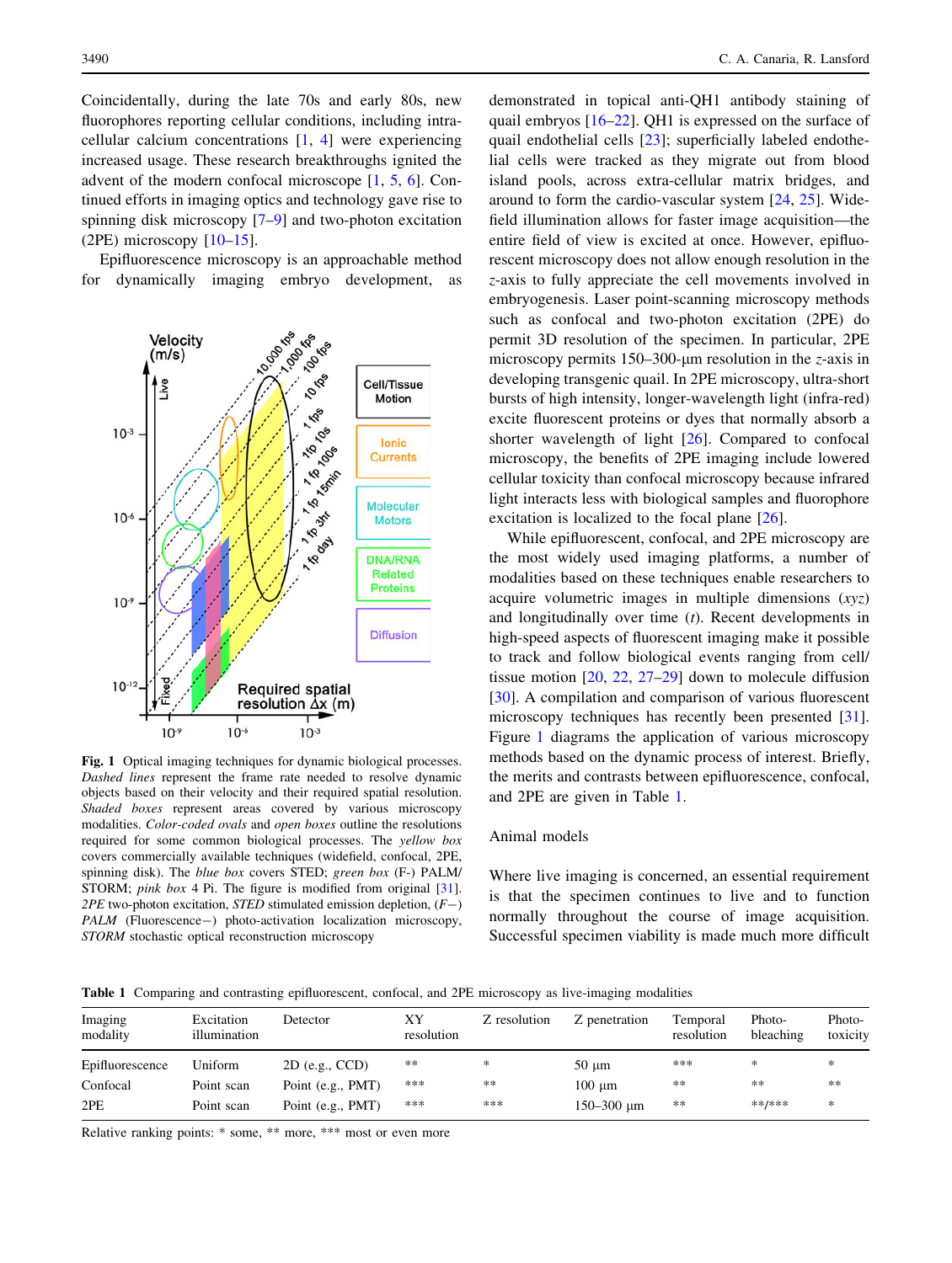Coincidentally, during the late 70s and early 80s, new fluorophores reporting cellular conditions, including intracellular calcium concentrations [1, 4] were experiencing increased usage. These research breakthroughs ignited the advent of the modern confocal microscope [1, 5, 6]. Continued efforts in imaging optics and technology gave rise to spinning disk microscopy [7–9] and two-photon excitation (2PE) microscopy [10–15].

Epifluorescence microscopy is an approachable method for dynamically imaging embryo development, as demonstrated in topical anti-QH1 antibody staining of quail embryos [16–22]. QH1 is expressed on the surface of quail endothelial cells [23]; superficially labeled endothelial cells were tracked as they migrate out from blood island pools, across extra-cellular matrix bridges, and around to form the cardio-vascular system [24, 25]. Widefield illumination allows for faster image acquisition—the entire field of view is excited at once. However, epifluorescent microscopy does not allow enough resolution in the *z*-axis to fully appreciate the cell movements involved in embryogenesis. Laser point-scanning microscopy methods such as confocal and two-photon excitation (2PE) do permit 3D resolution of the specimen. In particular, 2PE microscopy permits 150–300-μm resolution in the *z*-axis in developing transgenic quail. In 2PE microscopy, ultra-short bursts of high intensity, longer-wavelength light (infra-red) excite fluorescent proteins or dyes that normally absorb a shorter wavelength of light [26]. Compared to confocal microscopy, the benefits of 2PE imaging include lowered cellular toxicity than confocal microscopy because infrared light interacts less with biological samples and fluorophore excitation is localized to the focal plane [26].

Fig. 1 Optical imaging techniques for dynamic biological processes. *Dashed lines* represent the frame rate needed to resolve dynamic objects based on their velocity and their required spatial resolution. *Shaded boxes* represent areas covered by various microscopy modalities. *Color-coded ovals* and *open boxes* outline the resolutions required for some common biological processes. The *yellow box* covers commercially available techniques (widefield, confocal, 2PE, spinning disk). The *blue box* covers STED; *green box* (F-) PALM/STORM; *pink box* 4 Pi. The figure is modified from original [31]. *2PE* two-photon excitation, *STED* stimulated emission depletion, (*F−*) *PALM* (Fluorescence−) photo-activation localization microscopy, *STORM* stochastic optical reconstruction microscopy

While epifluorescent, confocal, and 2PE microscopy are the most widely used imaging platforms, a number of modalities based on these techniques enable researchers to acquire volumetric images in multiple dimensions (*xyz*) and longitudinally over time (*t*). Recent developments in high-speed aspects of fluorescent imaging make it possible to track and follow biological events ranging from cell/tissue motion [20, 22, 27–29] down to molecule diffusion [30]. A compilation and comparison of various fluorescent microscopy techniques has recently been presented [31]. Figure 1 diagrams the application of various microscopy methods based on the dynamic process of interest. Briefly, the merits and contrasts between epifluorescence, confocal, and 2PE are given in Table 1.

## Animal models

Where live imaging is concerned, an essential requirement is that the specimen continues to live and to function normally throughout the course of image acquisition. Successful specimen viability is made much more difficult

**Table 1** Comparing and contrasting epifluorescent, confocal, and 2PE microscopy as live-imaging modalities

| Imaging modality | Excitation illumination | Detector | XY resolution | Z resolution | Z penetration | Temporal resolution | Photo-bleaching | Photo-toxicity |
|---|---|---|---|---|---|---|---|---|
| Epifluorescence | Uniform | 2D (e.g., CCD) | ** | * | 50 μm | *** | * | * |
| Confocal | Point scan | Point (e.g., PMT) | *** | ** | 100 μm | ** | ** | ** |
| 2PE | Point scan | Point (e.g., PMT) | *** | *** | 150–300 μm | ** | **/*** | * |

Relative ranking points: * some, ** more, *** most or even more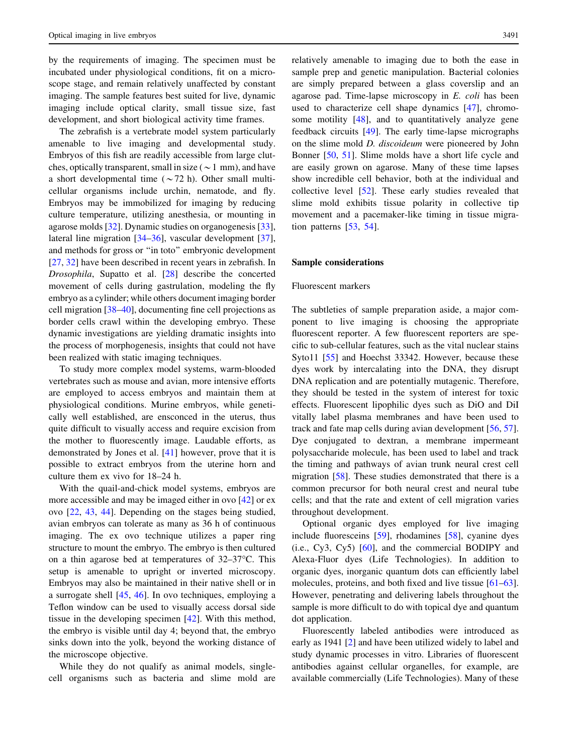by the requirements of imaging. The specimen must be incubated under physiological conditions, fit on a microscope stage, and remain relatively unaffected by constant imaging. The sample features best suited for live, dynamic imaging include optical clarity, small tissue size, fast development, and short biological activity time frames.

The zebrafish is a vertebrate model system particularly amenable to live imaging and developmental study. Embryos of this fish are readily accessible from large clutches, optically transparent, small in size (~1 mm), and have a short developmental time (~72 h). Other small multicellular organisms include urchin, nematode, and fly. Embryos may be immobilized for imaging by reducing culture temperature, utilizing anesthesia, or mounting in agarose molds [32]. Dynamic studies on organogenesis [33], lateral line migration [34–36], vascular development [37], and methods for gross or "in toto" embryonic development [27, 32] have been described in recent years in zebrafish. In *Drosophila*, Supatto et al. [28] describe the concerted movement of cells during gastrulation, modeling the fly embryo as a cylinder; while others document imaging border cell migration [38–40], documenting fine cell projections as border cells crawl within the developing embryo. These dynamic investigations are yielding dramatic insights into the process of morphogenesis, insights that could not have been realized with static imaging techniques.

To study more complex model systems, warm-blooded vertebrates such as mouse and avian, more intensive efforts are employed to access embryos and maintain them at physiological conditions. Murine embryos, while genetically well established, are ensconced in the uterus, thus quite difficult to visually access and require excision from the mother to fluorescently image. Laudable efforts, as demonstrated by Jones et al. [41] however, prove that it is possible to extract embryos from the uterine horn and culture them ex vivo for 18–24 h.

With the quail-and-chick model systems, embryos are more accessible and may be imaged either in ovo [42] or ex ovo [22, 43, 44]. Depending on the stages being studied, avian embryos can tolerate as many as 36 h of continuous imaging. The ex ovo technique utilizes a paper ring structure to mount the embryo. The embryo is then cultured on a thin agarose bed at temperatures of 32–37°C. This setup is amenable to upright or inverted microscopy. Embryos may also be maintained in their native shell or in a surrogate shell [45, 46]. In ovo techniques, employing a Teflon window can be used to visually access dorsal side tissue in the developing specimen [42]. With this method, the embryo is visible until day 4; beyond that, the embryo sinks down into the yolk, beyond the working distance of the microscope objective.

While they do not qualify as animal models, single-cell organisms such as bacteria and slime mold are relatively amenable to imaging due to both the ease in sample prep and genetic manipulation. Bacterial colonies are simply prepared between a glass coverslip and an agarose pad. Time-lapse microscopy in *E. coli* has been used to characterize cell shape dynamics [47], chromosome motility [48], and to quantitatively analyze gene feedback circuits [49]. The early time-lapse micrographs on the slime mold *D. discoideum* were pioneered by John Bonner [50, 51]. Slime molds have a short life cycle and are easily grown on agarose. Many of these time lapses show incredible cell behavior, both at the individual and collective level [52]. These early studies revealed that slime mold exhibits tissue polarity in collective tip movement and a pacemaker-like timing in tissue migration patterns [53, 54].

## Sample considerations

### Fluorescent markers

The subtleties of sample preparation aside, a major component to live imaging is choosing the appropriate fluorescent reporter. A few fluorescent reporters are specific to sub-cellular features, such as the vital nuclear stains Syto11 [55] and Hoechst 33342. However, because these dyes work by intercalating into the DNA, they disrupt DNA replication and are potentially mutagenic. Therefore, they should be tested in the system of interest for toxic effects. Fluorescent lipophilic dyes such as DiO and DiI vitally label plasma membranes and have been used to track and fate map cells during avian development [56, 57]. Dye conjugated to dextran, a membrane impermeant polysaccharide molecule, has been used to label and track the timing and pathways of avian trunk neural crest cell migration [58]. These studies demonstrated that there is a common precursor for both neural crest and neural tube cells; and that the rate and extent of cell migration varies throughout development.

Optional organic dyes employed for live imaging include fluoresceins [59], rhodamines [58], cyanine dyes (i.e., Cy3, Cy5) [60], and the commercial BODIPY and Alexa-Fluor dyes (Life Technologies). In addition to organic dyes, inorganic quantum dots can efficiently label molecules, proteins, and both fixed and live tissue [61–63]. However, penetrating and delivering labels throughout the sample is more difficult to do with topical dye and quantum dot application.

Fluorescently labeled antibodies were introduced as early as 1941 [2] and have been utilized widely to label and study dynamic processes in vitro. Libraries of fluorescent antibodies against cellular organelles, for example, are available commercially (Life Technologies). Many of these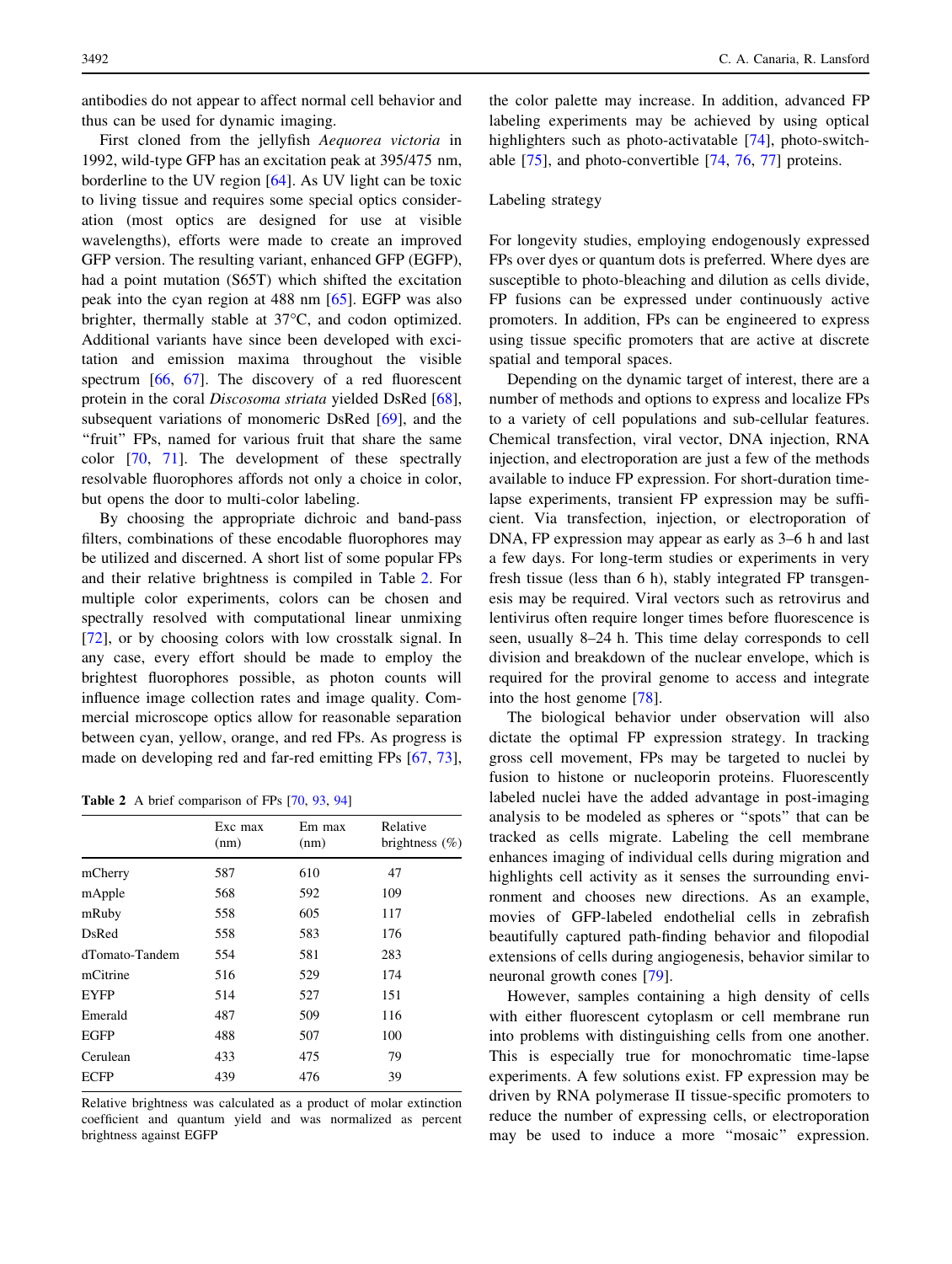antibodies do not appear to affect normal cell behavior and thus can be used for dynamic imaging.

First cloned from the jellyfish *Aequorea victoria* in 1992, wild-type GFP has an excitation peak at 395/475 nm, borderline to the UV region [64]. As UV light can be toxic to living tissue and requires some special optics consideration (most optics are designed for use at visible wavelengths), efforts were made to create an improved GFP version. The resulting variant, enhanced GFP (EGFP), had a point mutation (S65T) which shifted the excitation peak into the cyan region at 488 nm [65]. EGFP was also brighter, thermally stable at 37°C, and codon optimized. Additional variants have since been developed with excitation and emission maxima throughout the visible spectrum [66, 67]. The discovery of a red fluorescent protein in the coral *Discosoma striata* yielded DsRed [68], subsequent variations of monomeric DsRed [69], and the "fruit" FPs, named for various fruit that share the same color [70, 71]. The development of these spectrally resolvable fluorophores affords not only a choice in color, but opens the door to multi-color labeling.

By choosing the appropriate dichroic and band-pass filters, combinations of these encodable fluorophores may be utilized and discerned. A short list of some popular FPs and their relative brightness is compiled in Table 2. For multiple color experiments, colors can be chosen and spectrally resolved with computational linear unmixing [72], or by choosing colors with low crosstalk signal. In any case, every effort should be made to employ the brightest fluorophores possible, as photon counts will influence image collection rates and image quality. Commercial microscope optics allow for reasonable separation between cyan, yellow, orange, and red FPs. As progress is made on developing red and far-red emitting FPs [67, 73], the color palette may increase. In addition, advanced FP labeling experiments may be achieved by using optical highlighters such as photo-activatable [74], photo-switchable [75], and photo-convertible [74, 76, 77] proteins.

**Table 2** A brief comparison of FPs [70, 93, 94]

| | Exc max (nm) | Em max (nm) | Relative brightness (%) |
|---|---|---|---|
| mCherry | 587 | 610 | 47 |
| mApple | 568 | 592 | 109 |
| mRuby | 558 | 605 | 117 |
| DsRed | 558 | 583 | 176 |
| dTomato-Tandem | 554 | 581 | 283 |
| mCitrine | 516 | 529 | 174 |
| EYFP | 514 | 527 | 151 |
| Emerald | 487 | 509 | 116 |
| EGFP | 488 | 507 | 100 |
| Cerulean | 433 | 475 | 79 |
| ECFP | 439 | 476 | 39 |

Relative brightness was calculated as a product of molar extinction coefficient and quantum yield and was normalized as percent brightness against EGFP

## Labeling strategy

For longevity studies, employing endogenously expressed FPs over dyes or quantum dots is preferred. Where dyes are susceptible to photo-bleaching and dilution as cells divide, FP fusions can be expressed under continuously active promoters. In addition, FPs can be engineered to express using tissue specific promoters that are active at discrete spatial and temporal spaces.

Depending on the dynamic target of interest, there are a number of methods and options to express and localize FPs to a variety of cell populations and sub-cellular features. Chemical transfection, viral vector, DNA injection, RNA injection, and electroporation are just a few of the methods available to induce FP expression. For short-duration time-lapse experiments, transient FP expression may be sufficient. Via transfection, injection, or electroporation of DNA, FP expression may appear as early as 3–6 h and last a few days. For long-term studies or experiments in very fresh tissue (less than 6 h), stably integrated FP transgenesis may be required. Viral vectors such as retrovirus and lentivirus often require longer times before fluorescence is seen, usually 8–24 h. This time delay corresponds to cell division and breakdown of the nuclear envelope, which is required for the proviral genome to access and integrate into the host genome [78].

The biological behavior under observation will also dictate the optimal FP expression strategy. In tracking gross cell movement, FPs may be targeted to nuclei by fusion to histone or nucleoporin proteins. Fluorescently labeled nuclei have the added advantage in post-imaging analysis to be modeled as spheres or "spots" that can be tracked as cells migrate. Labeling the cell membrane enhances imaging of individual cells during migration and highlights cell activity as it senses the surrounding environment and chooses new directions. As an example, movies of GFP-labeled endothelial cells in zebrafish beautifully captured path-finding behavior and filopodial extensions of cells during angiogenesis, behavior similar to neuronal growth cones [79].

However, samples containing a high density of cells with either fluorescent cytoplasm or cell membrane run into problems with distinguishing cells from one another. This is especially true for monochromatic time-lapse experiments. A few solutions exist. FP expression may be driven by RNA polymerase II tissue-specific promoters to reduce the number of expressing cells, or electroporation may be used to induce a more "mosaic" expression.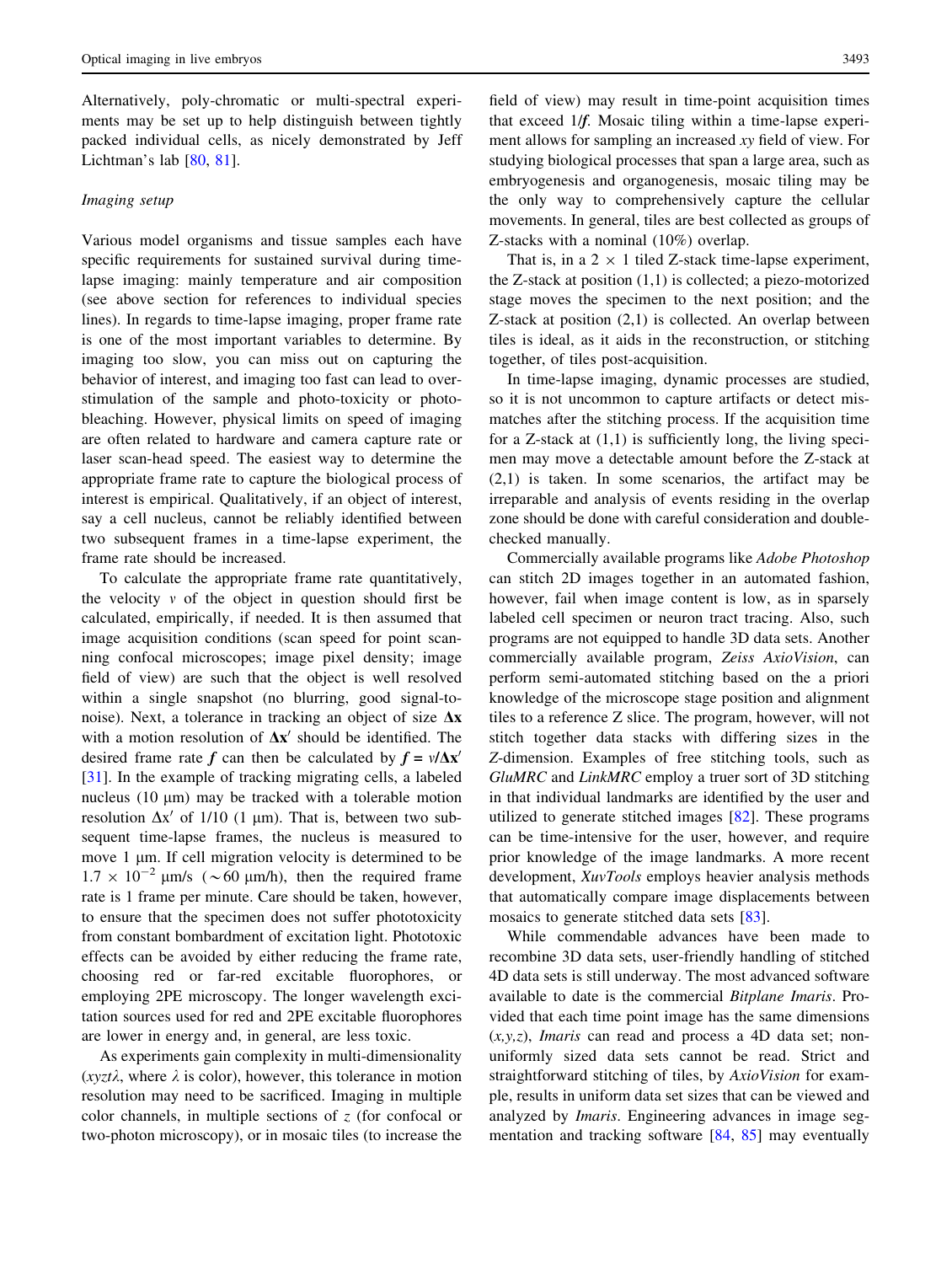Alternatively, poly-chromatic or multi-spectral experiments may be set up to help distinguish between tightly packed individual cells, as nicely demonstrated by Jeff Lichtman's lab [80, 81].

*Imaging setup*

Various model organisms and tissue samples each have specific requirements for sustained survival during time-lapse imaging: mainly temperature and air composition (see above section for references to individual species lines). In regards to time-lapse imaging, proper frame rate is one of the most important variables to determine. By imaging too slow, you can miss out on capturing the behavior of interest, and imaging too fast can lead to over-stimulation of the sample and photo-toxicity or photo-bleaching. However, physical limits on speed of imaging are often related to hardware and camera capture rate or laser scan-head speed. The easiest way to determine the appropriate frame rate to capture the biological process of interest is empirical. Qualitatively, if an object of interest, say a cell nucleus, cannot be reliably identified between two subsequent frames in a time-lapse experiment, the frame rate should be increased.

To calculate the appropriate frame rate quantitatively, the velocity $v$ of the object in question should first be calculated, empirically, if needed. It is then assumed that image acquisition conditions (scan speed for point scanning confocal microscopes; image pixel density; image field of view) are such that the object is well resolved within a single snapshot (no blurring, good signal-to-noise). Next, a tolerance in tracking an object of size $\Delta \mathbf{x}$ with a motion resolution of $\Delta \mathbf{x}'$ should be identified. The desired frame rate $\boldsymbol{f}$ can then be calculated by $\boldsymbol{f} = v/\Delta \mathbf{x}'$ [31]. In the example of tracking migrating cells, a labeled nucleus (10 μm) may be tracked with a tolerable motion resolution $\Delta x'$ of 1/10 (1 μm). That is, between two subsequent time-lapse frames, the nucleus is measured to move 1 μm. If cell migration velocity is determined to be $1.7 \times 10^{-2}$ μm/s ($\sim$60 μm/h), then the required frame rate is 1 frame per minute. Care should be taken, however, to ensure that the specimen does not suffer phototoxicity from constant bombardment of excitation light. Phototoxic effects can be avoided by either reducing the frame rate, choosing red or far-red excitable fluorophores, or employing 2PE microscopy. The longer wavelength excitation sources used for red and 2PE excitable fluorophores are lower in energy and, in general, are less toxic.

As experiments gain complexity in multi-dimensionality ($xyzt\lambda$, where $\lambda$ is color), however, this tolerance in motion resolution may need to be sacrificed. Imaging in multiple color channels, in multiple sections of $z$ (for confocal or two-photon microscopy), or in mosaic tiles (to increase the field of view) may result in time-point acquisition times that exceed $1/\boldsymbol{f}$. Mosaic tiling within a time-lapse experiment allows for sampling an increased $xy$ field of view. For studying biological processes that span a large area, such as embryogenesis and organogenesis, mosaic tiling may be the only way to comprehensively capture the cellular movements. In general, tiles are best collected as groups of Z-stacks with a nominal (10%) overlap.

That is, in a $2 \times 1$ tiled Z-stack time-lapse experiment, the Z-stack at position (1,1) is collected; a piezo-motorized stage moves the specimen to the next position; and the Z-stack at position (2,1) is collected. An overlap between tiles is ideal, as it aids in the reconstruction, or stitching together, of tiles post-acquisition.

In time-lapse imaging, dynamic processes are studied, so it is not uncommon to capture artifacts or detect mismatches after the stitching process. If the acquisition time for a Z-stack at (1,1) is sufficiently long, the living specimen may move a detectable amount before the Z-stack at (2,1) is taken. In some scenarios, the artifact may be irreparable and analysis of events residing in the overlap zone should be done with careful consideration and double-checked manually.

Commercially available programs like *Adobe Photoshop* can stitch 2D images together in an automated fashion, however, fail when image content is low, as in sparsely labeled cell specimen or neuron tract tracing. Also, such programs are not equipped to handle 3D data sets. Another commercially available program, *Zeiss AxioVision*, can perform semi-automated stitching based on the a priori knowledge of the microscope stage position and alignment tiles to a reference Z slice. The program, however, will not stitch together data stacks with differing sizes in the Z-dimension. Examples of free stitching tools, such as *GluMRC* and *LinkMRC* employ a truer sort of 3D stitching in that individual landmarks are identified by the user and utilized to generate stitched images [82]. These programs can be time-intensive for the user, however, and require prior knowledge of the image landmarks. A more recent development, *XuvTools* employs heavier analysis methods that automatically compare image displacements between mosaics to generate stitched data sets [83].

While commendable advances have been made to recombine 3D data sets, user-friendly handling of stitched 4D data sets is still underway. The most advanced software available to date is the commercial *Bitplane Imaris*. Provided that each time point image has the same dimensions ($x,y,z$), *Imaris* can read and process a 4D data set; non-uniformly sized data sets cannot be read. Strict and straightforward stitching of tiles, by *AxioVision* for example, results in uniform data set sizes that can be viewed and analyzed by *Imaris*. Engineering advances in image segmentation and tracking software [84, 85] may eventually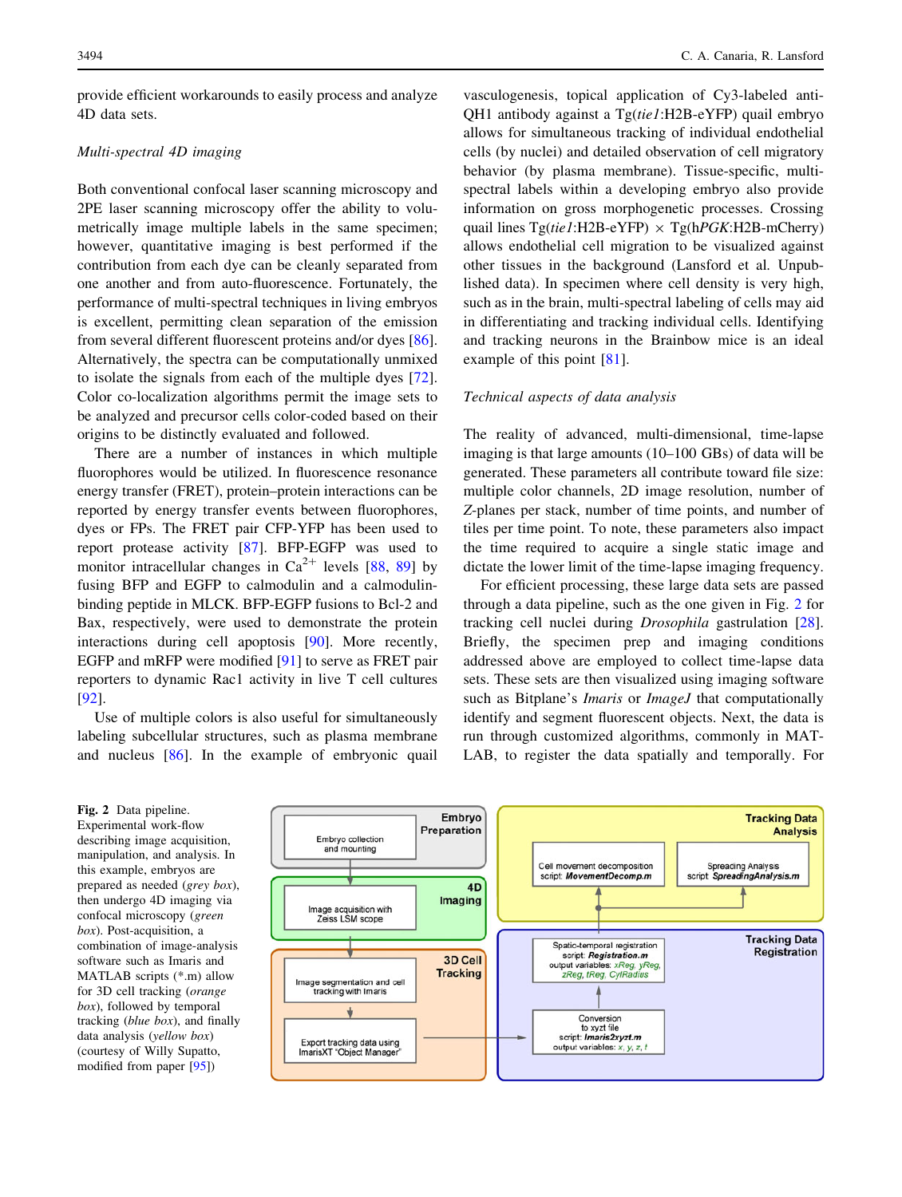provide efficient workarounds to easily process and analyze 4D data sets.

### *Multi-spectral 4D imaging*

Both conventional confocal laser scanning microscopy and 2PE laser scanning microscopy offer the ability to volumetrically image multiple labels in the same specimen; however, quantitative imaging is best performed if the contribution from each dye can be cleanly separated from one another and from auto-fluorescence. Fortunately, the performance of multi-spectral techniques in living embryos is excellent, permitting clean separation of the emission from several different fluorescent proteins and/or dyes [86]. Alternatively, the spectra can be computationally unmixed to isolate the signals from each of the multiple dyes [72]. Color co-localization algorithms permit the image sets to be analyzed and precursor cells color-coded based on their origins to be distinctly evaluated and followed.

There are a number of instances in which multiple fluorophores would be utilized. In fluorescence resonance energy transfer (FRET), protein–protein interactions can be reported by energy transfer events between fluorophores, dyes or FPs. The FRET pair CFP-YFP has been used to report protease activity [87]. BFP-EGFP was used to monitor intracellular changes in $Ca^{2+}$ levels [88, 89] by fusing BFP and EGFP to calmodulin and a calmodulin-binding peptide in MLCK. BFP-EGFP fusions to Bcl-2 and Bax, respectively, were used to demonstrate the protein interactions during cell apoptosis [90]. More recently, EGFP and mRFP were modified [91] to serve as FRET pair reporters to dynamic Rac1 activity in live T cell cultures [92].

Use of multiple colors is also useful for simultaneously labeling subcellular structures, such as plasma membrane and nucleus [86]. In the example of embryonic quail vasculogenesis, topical application of Cy3-labeled anti-QH1 antibody against a Tg(*tie1*:H2B-eYFP) quail embryo allows for simultaneous tracking of individual endothelial cells (by nuclei) and detailed observation of cell migratory behavior (by plasma membrane). Tissue-specific, multi-spectral labels within a developing embryo also provide information on gross morphogenetic processes. Crossing quail lines Tg(*tie1*:H2B-eYFP) × Tg(h*PGK*:H2B-mCherry) allows endothelial cell migration to be visualized against other tissues in the background (Lansford et al. Unpublished data). In specimen where cell density is very high, such as in the brain, multi-spectral labeling of cells may aid in differentiating and tracking individual cells. Identifying and tracking neurons in the Brainbow mice is an ideal example of this point [81].

### *Technical aspects of data analysis*

The reality of advanced, multi-dimensional, time-lapse imaging is that large amounts (10–100 GBs) of data will be generated. These parameters all contribute toward file size: multiple color channels, 2D image resolution, number of *Z*-planes per stack, number of time points, and number of tiles per time point. To note, these parameters also impact the time required to acquire a single static image and dictate the lower limit of the time-lapse imaging frequency.

For efficient processing, these large data sets are passed through a data pipeline, such as the one given in Fig. 2 for tracking cell nuclei during *Drosophila* gastrulation [28]. Briefly, the specimen prep and imaging conditions addressed above are employed to collect time-lapse data sets. These sets are then visualized using imaging software such as Bitplane's *Imaris* or *ImageJ* that computationally identify and segment fluorescent objects. Next, the data is run through customized algorithms, commonly in MATLAB, to register the data spatially and temporally. For

**Fig. 2** Data pipeline. Experimental work-flow describing image acquisition, manipulation, and analysis. In this example, embryos are prepared as needed (*grey box*), then undergo 4D imaging via confocal microscopy (*green box*). Post-acquisition, a combination of image-analysis software such as Imaris and MATLAB scripts (*.m) allow for 3D cell tracking (*orange box*), followed by temporal tracking (*blue box*), and finally data analysis (*yellow box*) (courtesy of Willy Supatto, modified from paper [95])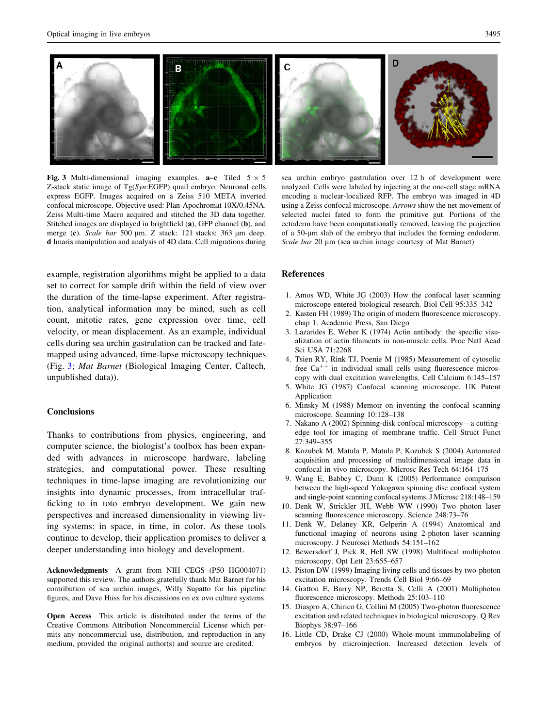**Fig. 3** Multi-dimensional imaging examples. **a–c** Tiled 5 × 5 Z-stack static image of Tg(*Syn*:EGFP) quail embryo. Neuronal cells express EGFP. Images acquired on a Zeiss 510 META inverted confocal microscope. Objective used: Plan-Apochromat 10X/0.45NA. Zeiss Multi-time Macro acquired and stitched the 3D data together. Stitched images are displayed in brightfield (**a**), GFP channel (**b**), and merge (**c**). *Scale bar* 500 μm. Z stack: 121 stacks; 363 μm deep. **d** Imaris manipulation and analysis of 4D data. Cell migrations during sea urchin embryo gastrulation over 12 h of development were analyzed. Cells were labeled by injecting at the one-cell stage mRNA encoding a nuclear-localized RFP. The embryo was imaged in 4D using a Zeiss confocal microscope. *Arrows* show the net movement of selected nuclei fated to form the primitive gut. Portions of the ectoderm have been computationally removed, leaving the projection of a 50-μm slab of the embryo that includes the forming endoderm. *Scale bar* 20 μm (sea urchin image courtesy of Mat Barnet)

example, registration algorithms might be applied to a data set to correct for sample drift within the field of view over the duration of the time-lapse experiment. After registration, analytical information may be mined, such as cell count, mitotic rates, gene expression over time, cell velocity, or mean displacement. As an example, individual cells during sea urchin gastrulation can be tracked and fate-mapped using advanced, time-lapse microscopy techniques (Fig. 3; *Mat Barnet* (Biological Imaging Center, Caltech, unpublished data)).

## Conclusions

Thanks to contributions from physics, engineering, and computer science, the biologist's toolbox has been expanded with advances in microscope hardware, labeling strategies, and computational power. These resulting techniques in time-lapse imaging are revolutionizing our insights into dynamic processes, from intracellular trafficking to in toto embryo development. We gain new perspectives and increased dimensionality in viewing living systems: in space, in time, in color. As these tools continue to develop, their application promises to deliver a deeper understanding into biology and development.

**Acknowledgments** A grant from NIH CEGS (P50 HG004071) supported this review. The authors gratefully thank Mat Barnet for his contribution of sea urchin images, Willy Supatto for his pipeline figures, and Dave Huss for his discussions on ex ovo culture systems.

**Open Access** This article is distributed under the terms of the Creative Commons Attribution Noncommercial License which permits any noncommercial use, distribution, and reproduction in any medium, provided the original author(s) and source are credited.

## References

1. Amos WD, White JG (2003) How the confocal laser scanning microscope entered biological research. Biol Cell 95:335–342
2. Kasten FH (1989) The origin of modern fluorescence microscopy. chap 1. Academic Press, San Diego
3. Lazarides E, Weber K (1974) Actin antibody: the specific visualization of actin filaments in non-muscle cells. Proc Natl Acad Sci USA 71:2268
4. Tsien RY, Rink TJ, Poenie M (1985) Measurement of cytosolic free $Ca^{++}$ in individual small cells using fluorescence microscopy with dual excitation wavelengths. Cell Calcium 6:145–157
5. White JG (1987) Confocal scanning microscope. UK Patent Application
6. Minsky M (1988) Memoir on inventing the confocal scanning microscope. Scanning 10:128–138
7. Nakano A (2002) Spinning-disk confocal microscopy—a cutting-edge tool for imaging of membrane traffic. Cell Struct Funct 27:349–355
8. Kozubek M, Matula P, Matula P, Kozubek S (2004) Automated acquisition and processing of multidimensional image data in confocal in vivo microscopy. Microsc Res Tech 64:164–175
9. Wang E, Babbey C, Dunn K (2005) Performance comparison between the high-speed Yokogawa spinning disc confocal system and single-point scanning confocal systems. J Microsc 218:148–159
10. Denk W, Strickler JH, Webb WW (1990) Two photon laser scanning fluorescence microscopy. Science 248:73–76
11. Denk W, Delaney KR, Gelperin A (1994) Anatomical and functional imaging of neurons using 2-photon laser scanning microscopy. J Neurosci Methods 54:151–162
12. Bewersdorf J, Pick R, Hell SW (1998) Multifocal multiphoton microscopy. Opt Lett 23:655–657
13. Piston DW (1999) Imaging living cells and tissues by two-photon excitation microscopy. Trends Cell Biol 9:66–69
14. Gratton E, Barry NP, Beretta S, Celli A (2001) Multiphoton fluorescence microscopy. Methods 25:103–110
15. Diaspro A, Chirico G, Collini M (2005) Two-photon fluorescence excitation and related techniques in biological microscopy. Q Rev Biophys 38:97–166
16. Little CD, Drake CJ (2000) Whole-mount immunolabeling of embryos by microinjection. Increased detection levels of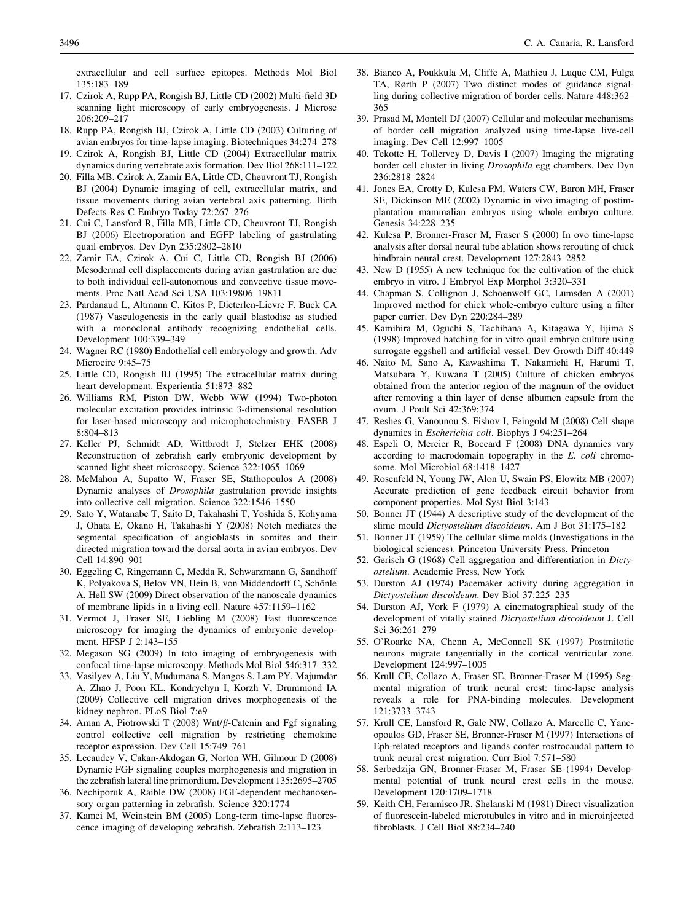extracellular and cell surface epitopes. Methods Mol Biol 135:183–189

17. Czirok A, Rupp PA, Rongish BJ, Little CD (2002) Multi-field 3D scanning light microscopy of early embryogenesis. J Microsc 206:209–217
18. Rupp PA, Rongish BJ, Czirok A, Little CD (2003) Culturing of avian embryos for time-lapse imaging. Biotechniques 34:274–278
19. Czirok A, Rongish BJ, Little CD (2004) Extracellular matrix dynamics during vertebrate axis formation. Dev Biol 268:111–122
20. Filla MB, Czirok A, Zamir EA, Little CD, Cheuvront TJ, Rongish BJ (2004) Dynamic imaging of cell, extracellular matrix, and tissue movements during avian vertebral axis patterning. Birth Defects Res C Embryo Today 72:267–276
21. Cui C, Lansford R, Filla MB, Little CD, Cheuvront TJ, Rongish BJ (2006) Electroporation and EGFP labeling of gastrulating quail embryos. Dev Dyn 235:2802–2810
22. Zamir EA, Czirok A, Cui C, Little CD, Rongish BJ (2006) Mesodermal cell displacements during avian gastrulation are due to both individual cell-autonomous and convective tissue movements. Proc Natl Acad Sci USA 103:19806–19811
23. Pardanaud L, Altmann C, Kitos P, Dieterlen-Lievre F, Buck CA (1987) Vasculogenesis in the early quail blastodisc as studied with a monoclonal antibody recognizing endothelial cells. Development 100:339–349
24. Wagner RC (1980) Endothelial cell embryology and growth. Adv Microcirc 9:45–75
25. Little CD, Rongish BJ (1995) The extracellular matrix during heart development. Experientia 51:873–882
26. Williams RM, Piston DW, Webb WW (1994) Two-photon molecular excitation provides intrinsic 3-dimensional resolution for laser-based microscopy and microphotochmistry. FASEB J 8:804–813
27. Keller PJ, Schmidt AD, Wittbrodt J, Stelzer EHK (2008) Reconstruction of zebrafish early embryonic development by scanned light sheet microscopy. Science 322:1065–1069
28. McMahon A, Supatto W, Fraser SE, Stathopoulos A (2008) Dynamic analyses of *Drosophila* gastrulation provide insights into collective cell migration. Science 322:1546–1550
29. Sato Y, Watanabe T, Saito D, Takahashi T, Yoshida S, Kohyama J, Ohata E, Okano H, Takahashi Y (2008) Notch mediates the segmental specification of angioblasts in somites and their directed migration toward the dorsal aorta in avian embryos. Dev Cell 14:890–901
30. Eggeling C, Ringemann C, Medda R, Schwarzmann G, Sandhoff K, Polyakova S, Belov VN, Hein B, von Middendorff C, Schönle A, Hell SW (2009) Direct observation of the nanoscale dynamics of membrane lipids in a living cell. Nature 457:1159–1162
31. Vermot J, Fraser SE, Liebling M (2008) Fast fluorescence microscopy for imaging the dynamics of embryonic development. HFSP J 2:143–155
32. Megason SG (2009) In toto imaging of embryogenesis with confocal time-lapse microscopy. Methods Mol Biol 546:317–332
33. Vasilyev A, Liu Y, Mudumana S, Mangos S, Lam PY, Majumdar A, Zhao J, Poon KL, Kondrychyn I, Korzh V, Drummond IA (2009) Collective cell migration drives morphogenesis of the kidney nephron. PLoS Biol 7:e9
34. Aman A, Piotrowski T (2008) Wnt/β-Catenin and Fgf signaling control collective cell migration by restricting chemokine receptor expression. Dev Cell 15:749–761
35. Lecaudey V, Cakan-Akdogan G, Norton WH, Gilmour D (2008) Dynamic FGF signaling couples morphogenesis and migration in the zebrafish lateral line primordium. Development 135:2695–2705
36. Nechiporuk A, Raible DW (2008) FGF-dependent mechanosensory organ patterning in zebrafish. Science 320:1774
37. Kamei M, Weinstein BM (2005) Long-term time-lapse fluorescence imaging of developing zebrafish. Zebrafish 2:113–123
38. Bianco A, Poukkula M, Cliffe A, Mathieu J, Luque CM, Fulga TA, Rørth P (2007) Two distinct modes of guidance signalling during collective migration of border cells. Nature 448:362–365
39. Prasad M, Montell DJ (2007) Cellular and molecular mechanisms of border cell migration analyzed using time-lapse live-cell imaging. Dev Cell 12:997–1005
40. Tekotte H, Tollervey D, Davis I (2007) Imaging the migrating border cell cluster in living *Drosophila* egg chambers. Dev Dyn 236:2818–2824
41. Jones EA, Crotty D, Kulesa PM, Waters CW, Baron MH, Fraser SE, Dickinson ME (2002) Dynamic in vivo imaging of postimplantation mammalian embryos using whole embryo culture. Genesis 34:228–235
42. Kulesa P, Bronner-Fraser M, Fraser S (2000) In ovo time-lapse analysis after dorsal neural tube ablation shows rerouting of chick hindbrain neural crest. Development 127:2843–2852
43. New D (1955) A new technique for the cultivation of the chick embryo in vitro. J Embryol Exp Morphol 3:320–331
44. Chapman S, Collignon J, Schoenwolf GC, Lumsden A (2001) Improved method for chick whole-embryo culture using a filter paper carrier. Dev Dyn 220:284–289
45. Kamihira M, Oguchi S, Tachibana A, Kitagawa Y, Iijima S (1998) Improved hatching for in vitro quail embryo culture using surrogate eggshell and artificial vessel. Dev Growth Diff 40:449
46. Naito M, Sano A, Kawashima T, Nakamichi H, Harumi T, Matsubara Y, Kuwana T (2005) Culture of chicken embryos obtained from the anterior region of the magnum of the oviduct after removing a thin layer of dense albumen capsule from the ovum. J Poult Sci 42:369:374
47. Reshes G, Vanounou S, Fishov I, Feingold M (2008) Cell shape dynamics in *Escherichia coli*. Biophys J 94:251–264
48. Espeli O, Mercier R, Boccard F (2008) DNA dynamics vary according to macrodomain topography in the *E. coli* chromosome. Mol Microbiol 68:1418–1427
49. Rosenfeld N, Young JW, Alon U, Swain PS, Elowitz MB (2007) Accurate prediction of gene feedback circuit behavior from component properties. Mol Syst Biol 3:143
50. Bonner JT (1944) A descriptive study of the development of the slime mould *Dictyostelium discoideum*. Am J Bot 31:175–182
51. Bonner JT (1959) The cellular slime molds (Investigations in the biological sciences). Princeton University Press, Princeton
52. Gerisch G (1968) Cell aggregation and differentiation in *Dictyostelium*. Academic Press, New York
53. Durston AJ (1974) Pacemaker activity during aggregation in *Dictyostelium discoideum*. Dev Biol 37:225–235
54. Durston AJ, Vork F (1979) A cinematographical study of the development of vitally stained *Dictyostelium discoideum* J. Cell Sci 36:261–279
55. O'Roarke NA, Chenn A, McConnell SK (1997) Postmitotic neurons migrate tangentially in the cortical ventricular zone. Development 124:997–1005
56. Krull CE, Collazo A, Fraser SE, Bronner-Fraser M (1995) Segmental migration of trunk neural crest: time-lapse analysis reveals a role for PNA-binding molecules. Development 121:3733–3743
57. Krull CE, Lansford R, Gale NW, Collazo A, Marcelle C, Yancopoulos GD, Fraser SE, Bronner-Fraser M (1997) Interactions of Eph-related receptors and ligands confer rostrocaudal pattern to trunk neural crest migration. Curr Biol 7:571–580
58. Serbedzija GN, Bronner-Fraser M, Fraser SE (1994) Developmental potential of trunk neural crest cells in the mouse. Development 120:1709–1718
59. Keith CH, Feramisco JR, Shelanski M (1981) Direct visualization of fluorescein-labeled microtubules in vitro and in microinjected fibroblasts. J Cell Biol 88:234–240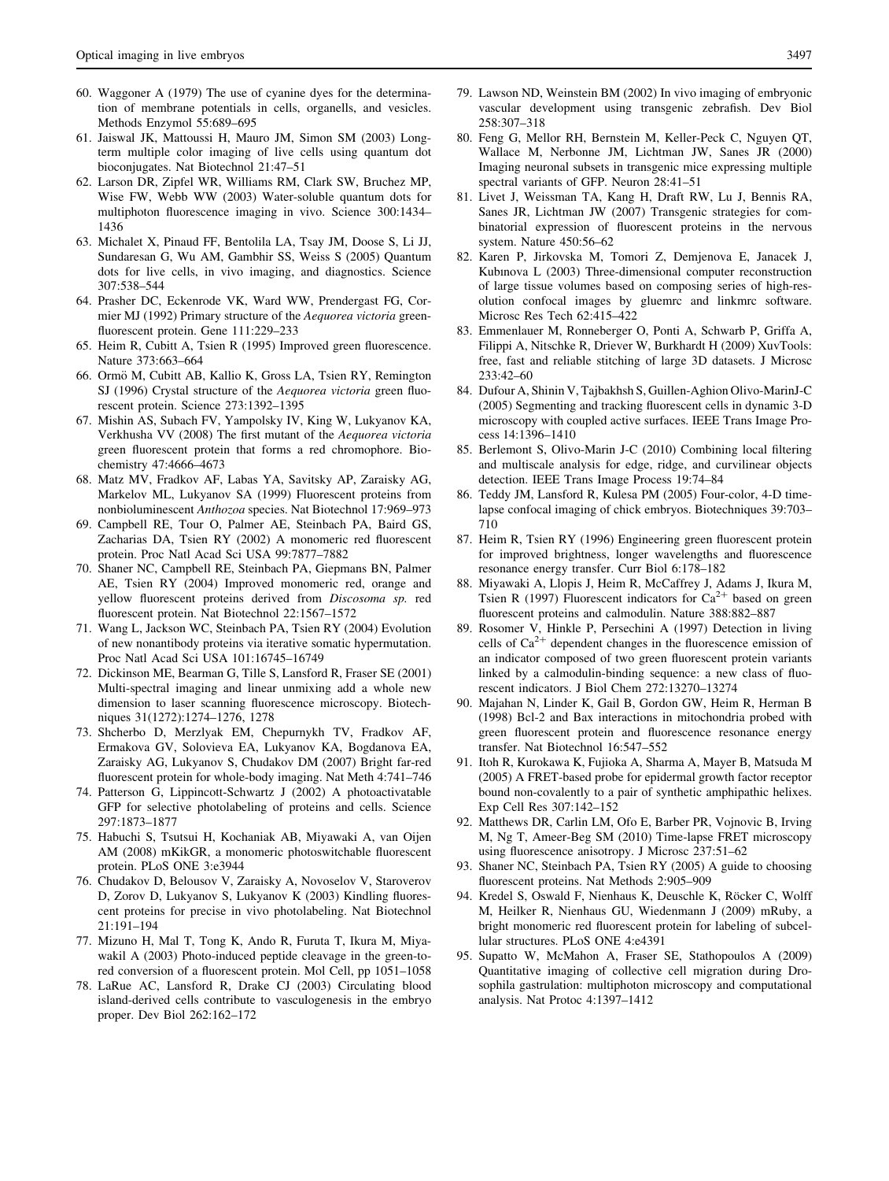60. Waggoner A (1979) The use of cyanine dyes for the determination of membrane potentials in cells, organells, and vesicles. Methods Enzymol 55:689–695
61. Jaiswal JK, Mattoussi H, Mauro JM, Simon SM (2003) Long-term multiple color imaging of live cells using quantum dot bioconjugates. Nat Biotechnol 21:47–51
62. Larson DR, Zipfel WR, Williams RM, Clark SW, Bruchez MP, Wise FW, Webb WW (2003) Water-soluble quantum dots for multiphoton fluorescence imaging in vivo. Science 300:1434–1436
63. Michalet X, Pinaud FF, Bentolila LA, Tsay JM, Doose S, Li JJ, Sundaresan G, Wu AM, Gambhir SS, Weiss S (2005) Quantum dots for live cells, in vivo imaging, and diagnostics. Science 307:538–544
64. Prasher DC, Eckenrode VK, Ward WW, Prendergast FG, Cormier MJ (1992) Primary structure of the *Aequorea victoria* green-fluorescent protein. Gene 111:229–233
65. Heim R, Cubitt A, Tsien R (1995) Improved green fluorescence. Nature 373:663–664
66. Ormö M, Cubitt AB, Kallio K, Gross LA, Tsien RY, Remington SJ (1996) Crystal structure of the *Aequorea victoria* green fluorescent protein. Science 273:1392–1395
67. Mishin AS, Subach FV, Yampolsky IV, King W, Lukyanov KA, Verkhusha VV (2008) The first mutant of the *Aequorea victoria* green fluorescent protein that forms a red chromophore. Biochemistry 47:4666–4673
68. Matz MV, Fradkov AF, Labas YA, Savitsky AP, Zaraisky AG, Markelov ML, Lukyanov SA (1999) Fluorescent proteins from nonbioluminescent *Anthozoa* species. Nat Biotechnol 17:969–973
69. Campbell RE, Tour O, Palmer AE, Steinbach PA, Baird GS, Zacharias DA, Tsien RY (2002) A monomeric red fluorescent protein. Proc Natl Acad Sci USA 99:7877–7882
70. Shaner NC, Campbell RE, Steinbach PA, Giepmans BN, Palmer AE, Tsien RY (2004) Improved monomeric red, orange and yellow fluorescent proteins derived from *Discosoma sp.* red fluorescent protein. Nat Biotechnol 22:1567–1572
71. Wang L, Jackson WC, Steinbach PA, Tsien RY (2004) Evolution of new nonantibody proteins via iterative somatic hypermutation. Proc Natl Acad Sci USA 101:16745–16749
72. Dickinson ME, Bearman G, Tille S, Lansford R, Fraser SE (2001) Multi-spectral imaging and linear unmixing add a whole new dimension to laser scanning fluorescence microscopy. Biotechniques 31(1272):1274–1276, 1278
73. Shcherbo D, Merzlyak EM, Chepurnykh TV, Fradkov AF, Ermakova GV, Solovieva EA, Lukyanov KA, Bogdanova EA, Zaraisky AG, Lukyanov S, Chudakov DM (2007) Bright far-red fluorescent protein for whole-body imaging. Nat Meth 4:741–746
74. Patterson G, Lippincott-Schwartz J (2002) A photoactivatable GFP for selective photolabeling of proteins and cells. Science 297:1873–1877
75. Habuchi S, Tsutsui H, Kochaniak AB, Miyawaki A, van Oijen AM (2008) mKikGR, a monomeric photoswitchable fluorescent protein. PLoS ONE 3:e3944
76. Chudakov D, Belousov V, Zaraisky A, Novoselov V, Staroverov D, Zorov D, Lukyanov S, Lukyanov K (2003) Kindling fluorescent proteins for precise in vivo photolabeling. Nat Biotechnol 21:191–194
77. Mizuno H, Mal T, Tong K, Ando R, Furuta T, Ikura M, Miyawakil A (2003) Photo-induced peptide cleavage in the green-to-red conversion of a fluorescent protein. Mol Cell, pp 1051–1058
78. LaRue AC, Lansford R, Drake CJ (2003) Circulating blood island-derived cells contribute to vasculogenesis in the embryo proper. Dev Biol 262:162–172
79. Lawson ND, Weinstein BM (2002) In vivo imaging of embryonic vascular development using transgenic zebrafish. Dev Biol 258:307–318
80. Feng G, Mellor RH, Bernstein M, Keller-Peck C, Nguyen QT, Wallace M, Nerbonne JM, Lichtman JW, Sanes JR (2000) Imaging neuronal subsets in transgenic mice expressing multiple spectral variants of GFP. Neuron 28:41–51
81. Livet J, Weissman TA, Kang H, Draft RW, Lu J, Bennis RA, Sanes JR, Lichtman JW (2007) Transgenic strategies for combinatorial expression of fluorescent proteins in the nervous system. Nature 450:56–62
82. Karen P, Jirkovska M, Tomori Z, Demjenova E, Janacek J, Kubınova L (2003) Three-dimensional computer reconstruction of large tissue volumes based on composing series of high-resolution confocal images by gluemrc and linkmrc software. Microsc Res Tech 62:415–422
83. Emmenlauer M, Ronneberger O, Ponti A, Schwarb P, Griffa A, Filippi A, Nitschke R, Driever W, Burkhardt H (2009) XuvTools: free, fast and reliable stitching of large 3D datasets. J Microsc 233:42–60
84. Dufour A, Shinin V, Tajbakhsh S, Guillen-Aghion Olivo-MarinJ-C (2005) Segmenting and tracking fluorescent cells in dynamic 3-D microscopy with coupled active surfaces. IEEE Trans Image Process 14:1396–1410
85. Berlemont S, Olivo-Marin J-C (2010) Combining local filtering and multiscale analysis for edge, ridge, and curvilinear objects detection. IEEE Trans Image Process 19:74–84
86. Teddy JM, Lansford R, Kulesa PM (2005) Four-color, 4-D time-lapse confocal imaging of chick embryos. Biotechniques 39:703–710
87. Heim R, Tsien RY (1996) Engineering green fluorescent protein for improved brightness, longer wavelengths and fluorescence resonance energy transfer. Curr Biol 6:178–182
88. Miyawaki A, Llopis J, Heim R, McCaffrey J, Adams J, Ikura M, Tsien R (1997) Fluorescent indicators for $Ca^{2+}$ based on green fluorescent proteins and calmodulin. Nature 388:882–887
89. Rosomer V, Hinkle P, Persechini A (1997) Detection in living cells of $Ca^{2+}$ dependent changes in the fluorescence emission of an indicator composed of two green fluorescent protein variants linked by a calmodulin-binding sequence: a new class of fluorescent indicators. J Biol Chem 272:13270–13274
90. Majahan N, Linder K, Gail B, Gordon GW, Heim R, Herman B (1998) Bcl-2 and Bax interactions in mitochondria probed with green fluorescent protein and fluorescence resonance energy transfer. Nat Biotechnol 16:547–552
91. Itoh R, Kurokawa K, Fujioka A, Sharma A, Mayer B, Matsuda M (2005) A FRET-based probe for epidermal growth factor receptor bound non-covalently to a pair of synthetic amphipathic helixes. Exp Cell Res 307:142–152
92. Matthews DR, Carlin LM, Ofo E, Barber PR, Vojnovic B, Irving M, Ng T, Ameer-Beg SM (2010) Time-lapse FRET microscopy using fluorescence anisotropy. J Microsc 237:51–62
93. Shaner NC, Steinbach PA, Tsien RY (2005) A guide to choosing fluorescent proteins. Nat Methods 2:905–909
94. Kredel S, Oswald F, Nienhaus K, Deuschle K, Röcker C, Wolff M, Heilker R, Nienhaus GU, Wiedenmann J (2009) mRuby, a bright monomeric red fluorescent protein for labeling of subcellular structures. PLoS ONE 4:e4391
95. Supatto W, McMahon A, Fraser SE, Stathopoulos A (2009) Quantitative imaging of collective cell migration during Drosophila gastrulation: multiphoton microscopy and computational analysis. Nat Protoc 4:1397–1412